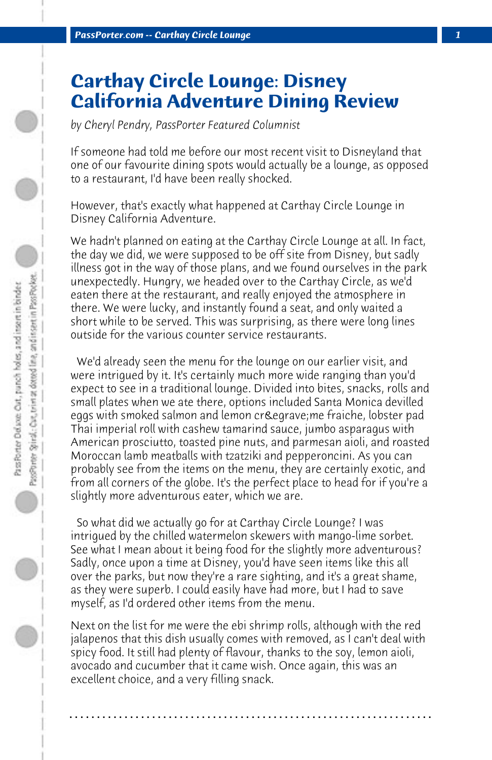# Carthay Circle Lounge: Disney California Adventure Dining Review

*by Cheryl Pendry, PassPorter Featured Columnist*

If someone had told me before our most recent visit to Disneyland that one of our favourite dining spots would actually be a lounge, as opposed to a restaurant, I'd have been really shocked.

However, that's exactly what happened at Carthay Circle Lounge in Disney California Adventure.

We hadn't planned on eating at the Carthay Circle Lounge at all. In fact, the day we did, we were supposed to be off site from Disney, but sadly illness got in the way of those plans, and we found ourselves in the park unexpectedly. Hungry, we headed over to the Carthay Circle, as we'd eaten there at the restaurant, and really enjoyed the atmosphere in there. We were lucky, and instantly found a seat, and only waited a short while to be served. This was surprising, as there were long lines outside for the various counter service restaurants.

We'd already seen the menu for the lounge on our earlier visit, and were intrigued by it. It's certainly much more wide ranging than you'd expect to see in a traditional lounge. Divided into bites, snacks, rolls and small plates when we ate there, options included Santa Monica devilled eggs with smoked salmon and lemon cr&egrave;me fraiche, lobster pad Thai imperial roll with cashew tamarind sauce, jumbo asparagus with American prosciutto, toasted pine nuts, and parmesan aioli, and roasted Moroccan lamb meatballs with tzatziki and pepperoncini. As you can probably see from the items on the menu, they are certainly exotic, and from all corners of the globe. It's the perfect place to head for if you're a slightly more adventurous eater, which we are.

So what did we actually go for at Carthay Circle Lounge? I was intrigued by the chilled watermelon skewers with mango-lime sorbet. See what I mean about it being food for the slightly more adventurous? Sadly, once upon a time at Disney, you'd have seen items like this all over the parks, but now they're a rare sighting, and it's a great shame, as they were superb. I could easily have had more, but I had to save myself, as I'd ordered other items from the menu.

Next on the list for me were the ebi shrimp rolls, although with the red jalapenos that this dish usually comes with removed, as I can't deal with spicy food. It still had plenty of flavour, thanks to the soy, lemon aioli, avocado and cucumber that it came wish. Once again, this was an excellent choice, and a very filling snack.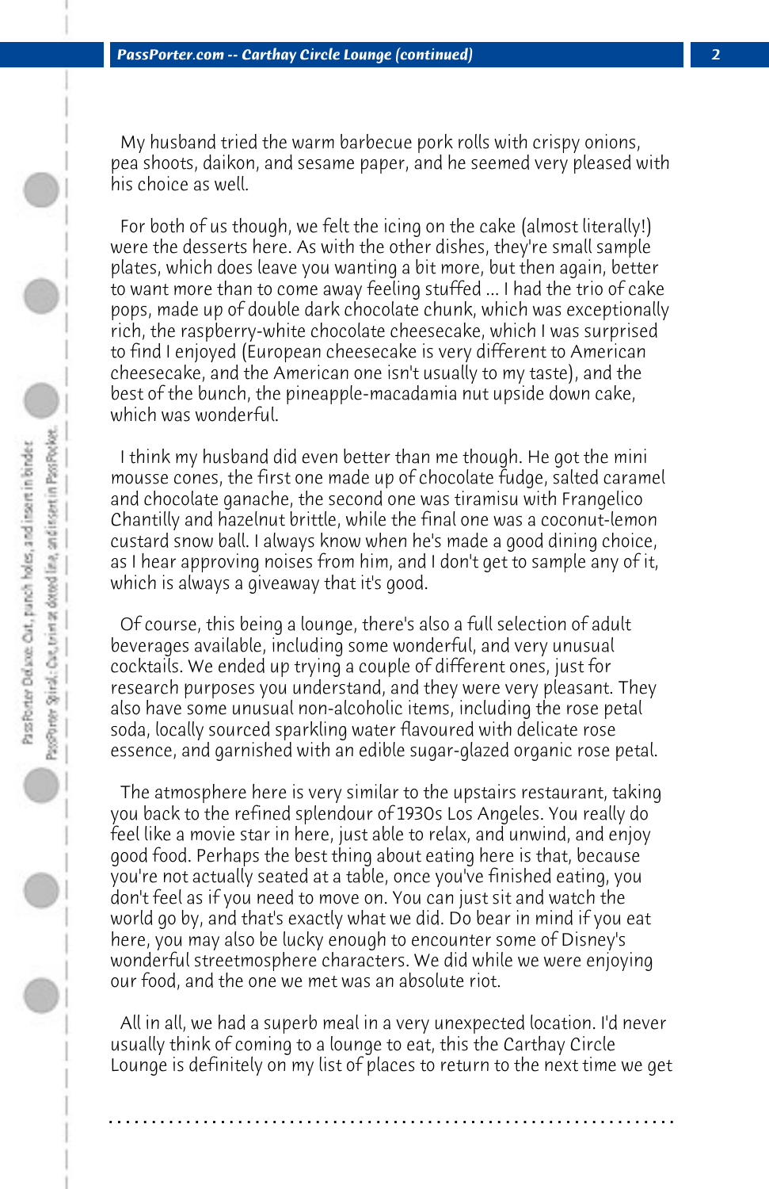My husband tried the warm barbecue pork rolls with crispy onions, pea shoots, daikon, and sesame paper, and he seemed very pleased with his choice as well.

For both of us though, we felt the icing on the cake (almost literally!) were the desserts here. As with the other dishes, they're small sample plates, which does leave you wanting a bit more, but then again, better to want more than to come away feeling stuffed ... I had the trio of cake pops, made up of double dark chocolate chunk, which was exceptionally rich, the raspberry-white chocolate cheesecake, which I was surprised to find I enjoyed (European cheesecake is very different to American cheesecake, and the American one isn't usually to my taste), and the best of the bunch, the pineapple-macadamia nut upside down cake, which was wonderful.

I think my husband did even better than me though. He got the mini mousse cones, the first one made up of chocolate fudge, salted caramel and chocolate ganache, the second one was tiramisu with Frangelico Chantilly and hazelnut brittle, while the final one was a coconut-lemon custard snow ball. I always know when he's made a good dining choice, as I hear approving noises from him, and I don't get to sample any of it, which is always a giveaway that it's good.

Of course, this being a lounge, there's also a full selection of adult beverages available, including some wonderful, and very unusual cocktails. We ended up trying a couple of different ones, just for research purposes you understand, and they were very pleasant. They also have some unusual non-alcoholic items, including the rose petal soda, locally sourced sparkling water flavoured with delicate rose essence, and garnished with an edible sugar-glazed organic rose petal.

The atmosphere here is very similar to the upstairs restaurant, taking you back to the refined splendour of 1930s Los Angeles. You really do feel like a movie star in here, just able to relax, and unwind, and enjoy good food. Perhaps the best thing about eating here is that, because you're not actually seated at a table, once you've finished eating, you don't feel as if you need to move on. You can just sit and watch the world go by, and that's exactly what we did. Do bear in mind if you eat here, you may also be lucky enough to encounter some of Disney's wonderful streetmosphere characters. We did while we were enjoying our food, and the one we met was an absolute riot.

All in all, we had a superb meal in a very unexpected location. I'd never usually think of coming to a lounge to eat, this the Carthay Circle Lounge is definitely on my list of places to return to the next time we get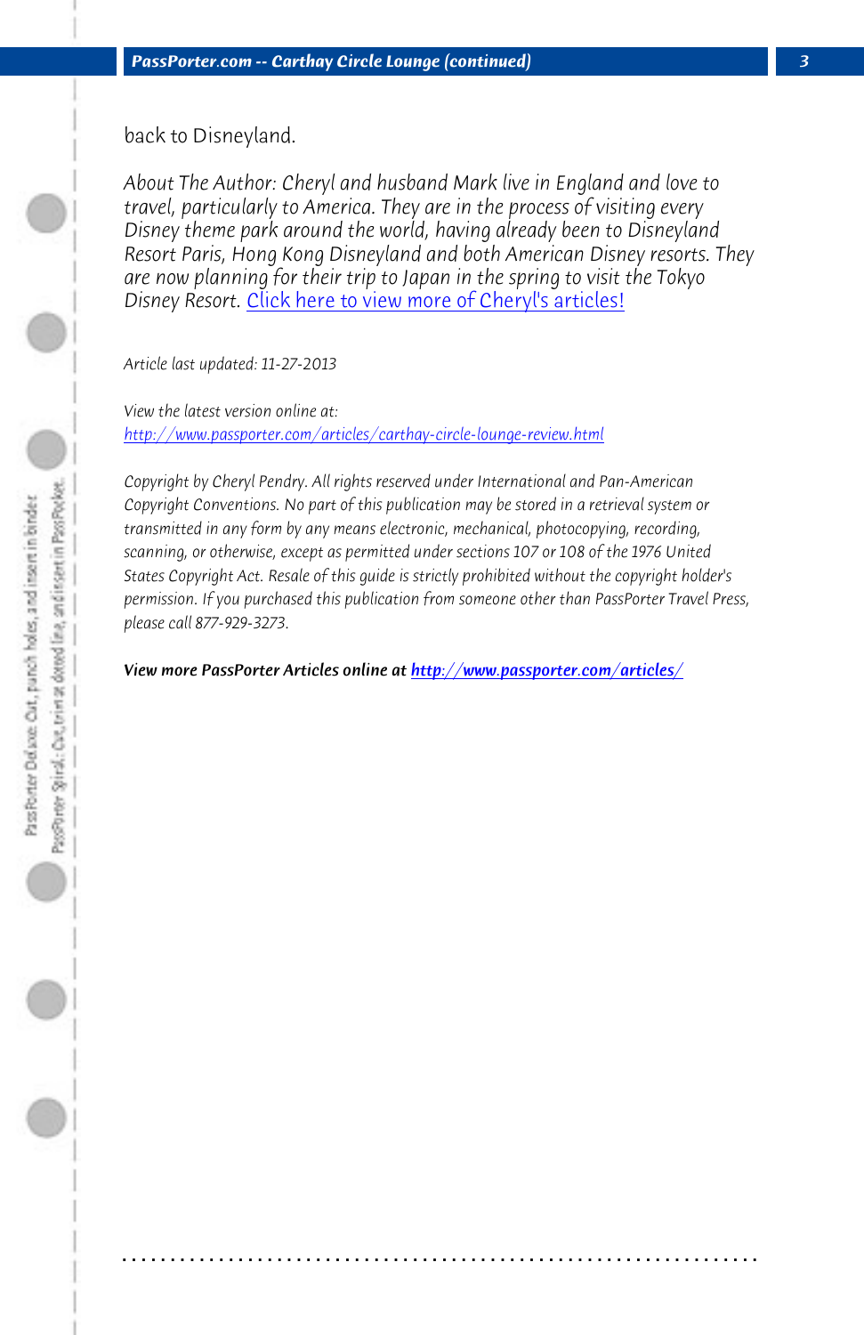back to Disneyland.

*About The Author: Cheryl and husband Mark live in England and love to travel, particularly to America. They are in the process of visiting every Disney theme park around the world, having already been to Disneyland Resort Paris, Hong Kong Disneyland and both American Disney resorts. They are now planning for their trip to Japan in the spring to visit the Tokyo Disney Resort.* Click here to view more of Cheryl's articles!

*Article last updated: 11-27-2013*

*View the latest version online at:*
*http://www.passporter.com/articles/carthay-circle-lounge-review.html*

*Copyright by Cheryl Pendry. All rights reserved under International and Pan-American Copyright Conventions. No part of this publication may be stored in a retrieval system or transmitted in any form by any means electronic, mechanical, photocopying, recording, scanning, or otherwise, except as permitted under sections 107 or 108 of the 1976 United States Copyright Act. Resale of this guide is strictly prohibited without the copyright holder's permission. If you purchased this publication from someone other than PassPorter Travel Press, please call 877-929-3273.*

***View more PassPorter Articles online at http://www.passporter.com/articles/***